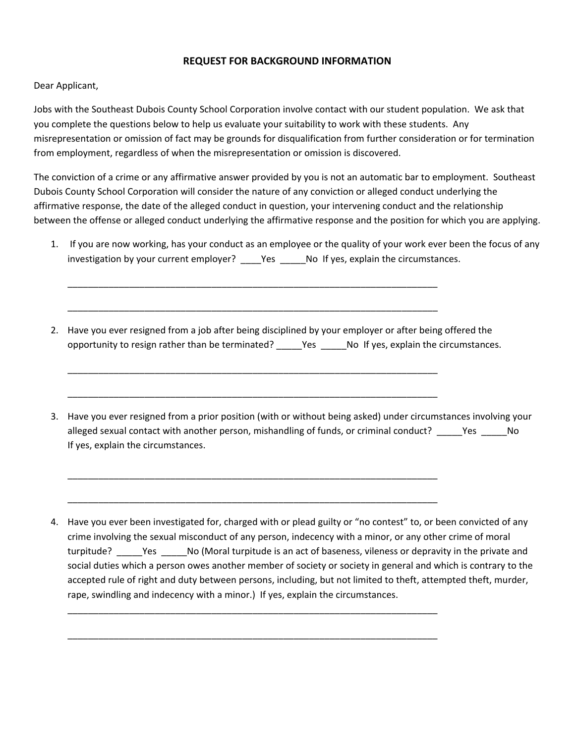# REQUEST FOR BACKGROUND INFORMATION

Dear Applicant,

Jobs with the Southeast Dubois County School Corporation involve contact with our student population. We ask that you complete the questions below to help us evaluate your suitability to work with these students. Any misrepresentation or omission of fact may be grounds for disqualification from further consideration or for termination from employment, regardless of when the misrepresentation or omission is discovered.

The conviction of a crime or any affirmative answer provided by you is not an automatic bar to employment. Southeast Dubois County School Corporation will consider the nature of any conviction or alleged conduct underlying the affirmative response, the date of the alleged conduct in question, your intervening conduct and the relationship between the offense or alleged conduct underlying the affirmative response and the position for which you are applying.

1. If you are now working, has your conduct as an employee or the quality of your work ever been the focus of any investigation by your current employer? ____Yes _____No If yes, explain the circumstances.

   ___________________________________________________________________________

   ___________________________________________________________________________

2. Have you ever resigned from a job after being disciplined by your employer or after being offered the opportunity to resign rather than be terminated? _____Yes _____No If yes, explain the circumstances.

   ___________________________________________________________________________

   ___________________________________________________________________________

3. Have you ever resigned from a prior position (with or without being asked) under circumstances involving your alleged sexual contact with another person, mishandling of funds, or criminal conduct? _____Yes _____No If yes, explain the circumstances.

   ___________________________________________________________________________

   ___________________________________________________________________________

4. Have you ever been investigated for, charged with or plead guilty or "no contest" to, or been convicted of any crime involving the sexual misconduct of any person, indecency with a minor, or any other crime of moral turpitude? _____Yes _____No (Moral turpitude is an act of baseness, vileness or depravity in the private and social duties which a person owes another member of society or society in general and which is contrary to the accepted rule of right and duty between persons, including, but not limited to theft, attempted theft, murder, rape, swindling and indecency with a minor.) If yes, explain the circumstances.

   ___________________________________________________________________________

   ___________________________________________________________________________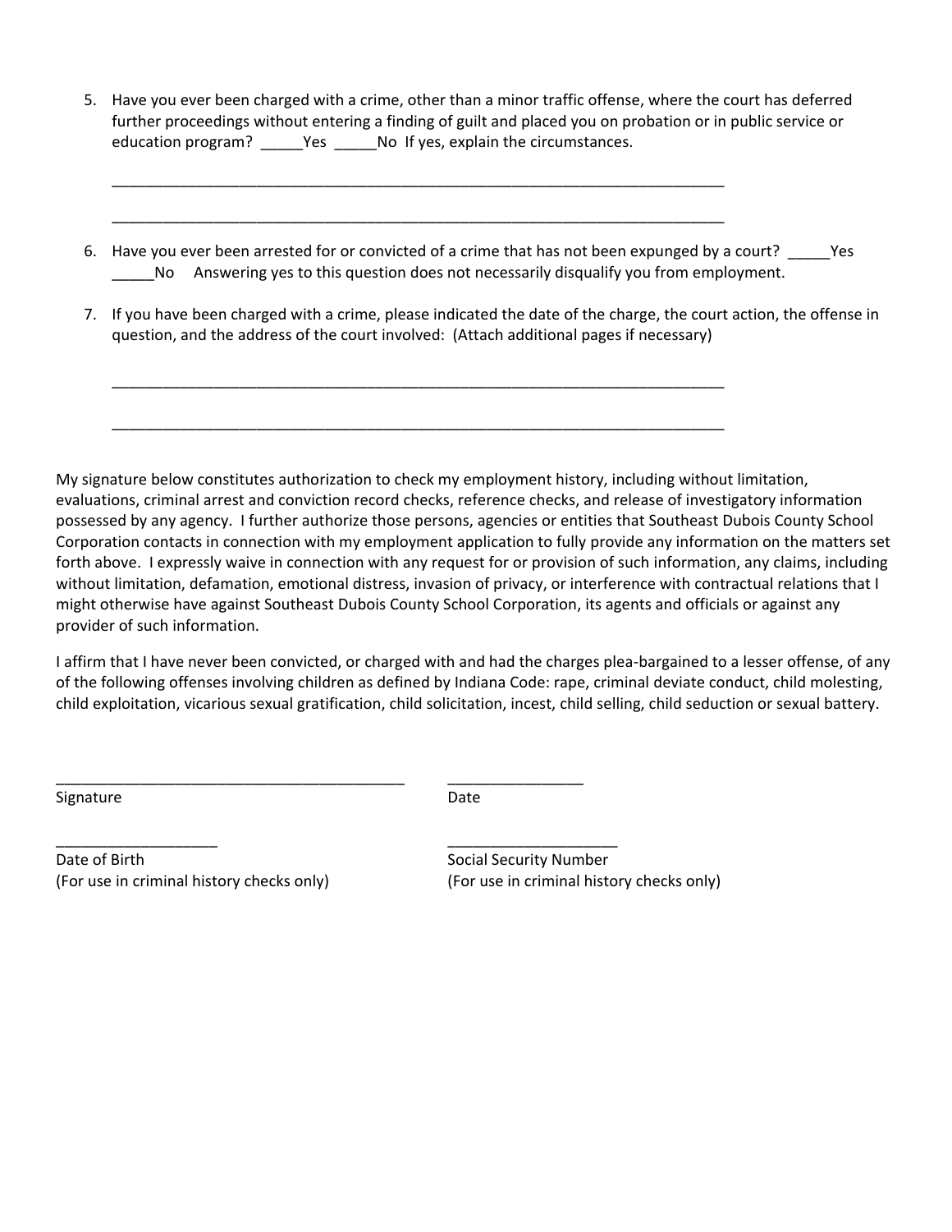5. Have you ever been charged with a crime, other than a minor traffic offense, where the court has deferred further proceedings without entering a finding of guilt and placed you on probation or in public service or education program? _____Yes _____No If yes, explain the circumstances.

   ___________________________________________________________________________

   ___________________________________________________________________________

6. Have you ever been arrested for or convicted of a crime that has not been expunged by a court? _____Yes _____No Answering yes to this question does not necessarily disqualify you from employment.

7. If you have been charged with a crime, please indicated the date of the charge, the court action, the offense in question, and the address of the court involved: (Attach additional pages if necessary)

   ___________________________________________________________________________

   ___________________________________________________________________________

My signature below constitutes authorization to check my employment history, including without limitation, evaluations, criminal arrest and conviction record checks, reference checks, and release of investigatory information possessed by any agency. I further authorize those persons, agencies or entities that Southeast Dubois County School Corporation contacts in connection with my employment application to fully provide any information on the matters set forth above. I expressly waive in connection with any request for or provision of such information, any claims, including without limitation, defamation, emotional distress, invasion of privacy, or interference with contractual relations that I might otherwise have against Southeast Dubois County School Corporation, its agents and officials or against any provider of such information.

I affirm that I have never been convicted, or charged with and had the charges plea-bargained to a lesser offense, of any of the following offenses involving children as defined by Indiana Code: rape, criminal deviate conduct, child molesting, child exploitation, vicarious sexual gratification, child solicitation, incest, child selling, child seduction or sexual battery.

___________________________________________ ________________

Signature Date

___________________ ____________________

Date of Birth (For use in criminal history checks only)

Social Security Number (For use in criminal history checks only)